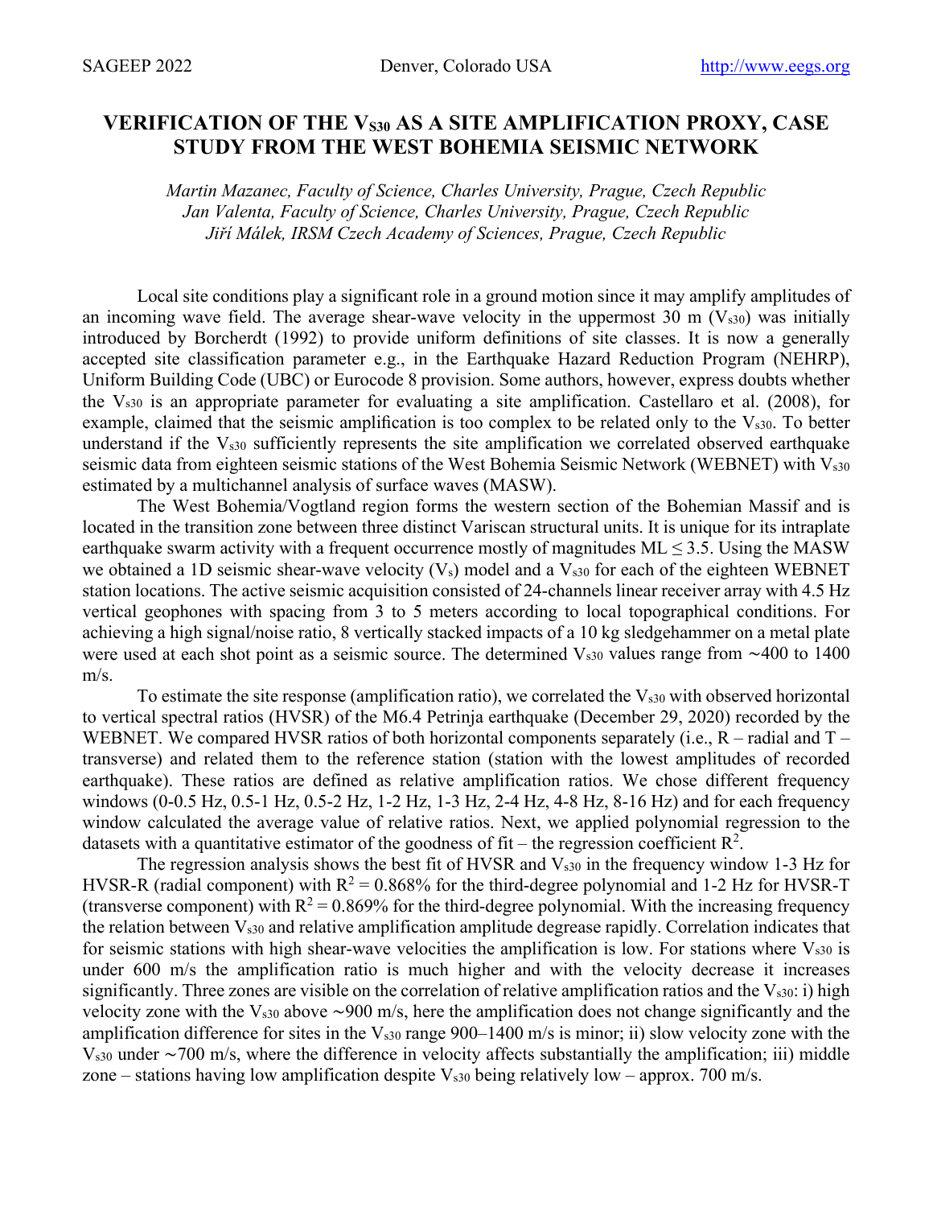# VERIFICATION OF THE $V_{S30}$ AS A SITE AMPLIFICATION PROXY, CASE STUDY FROM THE WEST BOHEMIA SEISMIC NETWORK

*Martin Mazanec, Faculty of Science, Charles University, Prague, Czech Republic*
*Jan Valenta, Faculty of Science, Charles University, Prague, Czech Republic*
*Jiří Málek, IRSM Czech Academy of Sciences, Prague, Czech Republic*

Local site conditions play a significant role in a ground motion since it may amplify amplitudes of an incoming wave field. The average shear-wave velocity in the uppermost 30 m ($V_{s30}$) was initially introduced by Borcherdt (1992) to provide uniform definitions of site classes. It is now a generally accepted site classification parameter e.g., in the Earthquake Hazard Reduction Program (NEHRP), Uniform Building Code (UBC) or Eurocode 8 provision. Some authors, however, express doubts whether the $V_{s30}$ is an appropriate parameter for evaluating a site amplification. Castellaro et al. (2008), for example, claimed that the seismic amplification is too complex to be related only to the $V_{s30}$. To better understand if the $V_{s30}$ sufficiently represents the site amplification we correlated observed earthquake seismic data from eighteen seismic stations of the West Bohemia Seismic Network (WEBNET) with $V_{s30}$ estimated by a multichannel analysis of surface waves (MASW).

The West Bohemia/Vogtland region forms the western section of the Bohemian Massif and is located in the transition zone between three distinct Variscan structural units. It is unique for its intraplate earthquake swarm activity with a frequent occurrence mostly of magnitudes $ML \leq 3.5$. Using the MASW we obtained a 1D seismic shear-wave velocity ($V_s$) model and a $V_{s30}$ for each of the eighteen WEBNET station locations. The active seismic acquisition consisted of 24-channels linear receiver array with 4.5 Hz vertical geophones with spacing from 3 to 5 meters according to local topographical conditions. For achieving a high signal/noise ratio, 8 vertically stacked impacts of a 10 kg sledgehammer on a metal plate were used at each shot point as a seismic source. The determined $V_{s30}$ values range from ~400 to 1400 m/s.

To estimate the site response (amplification ratio), we correlated the $V_{s30}$ with observed horizontal to vertical spectral ratios (HVSR) of the M6.4 Petrinja earthquake (December 29, 2020) recorded by the WEBNET. We compared HVSR ratios of both horizontal components separately (i.e., R – radial and T – transverse) and related them to the reference station (station with the lowest amplitudes of recorded earthquake). These ratios are defined as relative amplification ratios. We chose different frequency windows (0-0.5 Hz, 0.5-1 Hz, 0.5-2 Hz, 1-2 Hz, 1-3 Hz, 2-4 Hz, 4-8 Hz, 8-16 Hz) and for each frequency window calculated the average value of relative ratios. Next, we applied polynomial regression to the datasets with a quantitative estimator of the goodness of fit – the regression coefficient $R^2$.

The regression analysis shows the best fit of HVSR and $V_{s30}$ in the frequency window 1-3 Hz for HVSR-R (radial component) with $R^2 = 0.868\%$ for the third-degree polynomial and 1-2 Hz for HVSR-T (transverse component) with $R^2 = 0.869\%$ for the third-degree polynomial. With the increasing frequency the relation between $V_{s30}$ and relative amplification amplitude degrease rapidly. Correlation indicates that for seismic stations with high shear-wave velocities the amplification is low. For stations where $V_{s30}$ is under 600 m/s the amplification ratio is much higher and with the velocity decrease it increases significantly. Three zones are visible on the correlation of relative amplification ratios and the $V_{s30}$: i) high velocity zone with the $V_{s30}$ above ~900 m/s, here the amplification does not change significantly and the amplification difference for sites in the $V_{s30}$ range 900–1400 m/s is minor; ii) slow velocity zone with the $V_{s30}$ under ~700 m/s, where the difference in velocity affects substantially the amplification; iii) middle zone – stations having low amplification despite $V_{s30}$ being relatively low – approx. 700 m/s.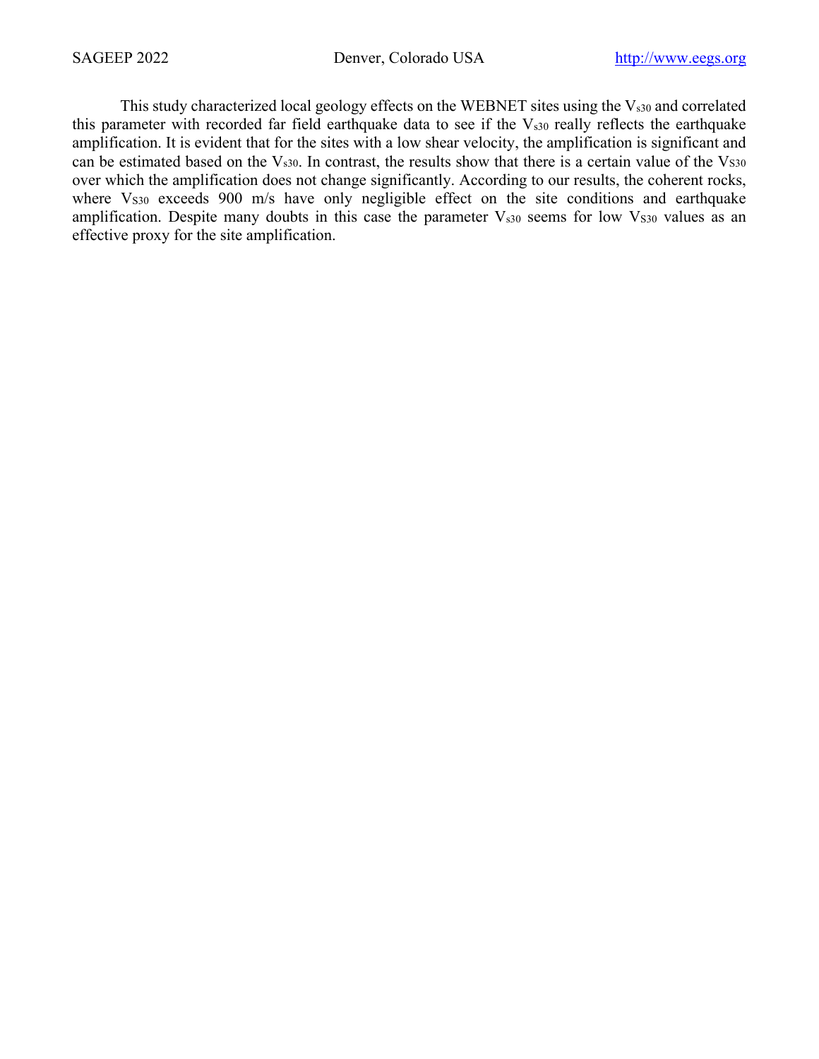This study characterized local geology effects on the WEBNET sites using the $V_{s30}$ and correlated this parameter with recorded far field earthquake data to see if the $V_{s30}$ really reflects the earthquake amplification. It is evident that for the sites with a low shear velocity, the amplification is significant and can be estimated based on the $V_{s30}$. In contrast, the results show that there is a certain value of the $V_{S30}$ over which the amplification does not change significantly. According to our results, the coherent rocks, where $V_{S30}$ exceeds 900 m/s have only negligible effect on the site conditions and earthquake amplification. Despite many doubts in this case the parameter $V_{s30}$ seems for low $V_{S30}$ values as an effective proxy for the site amplification.